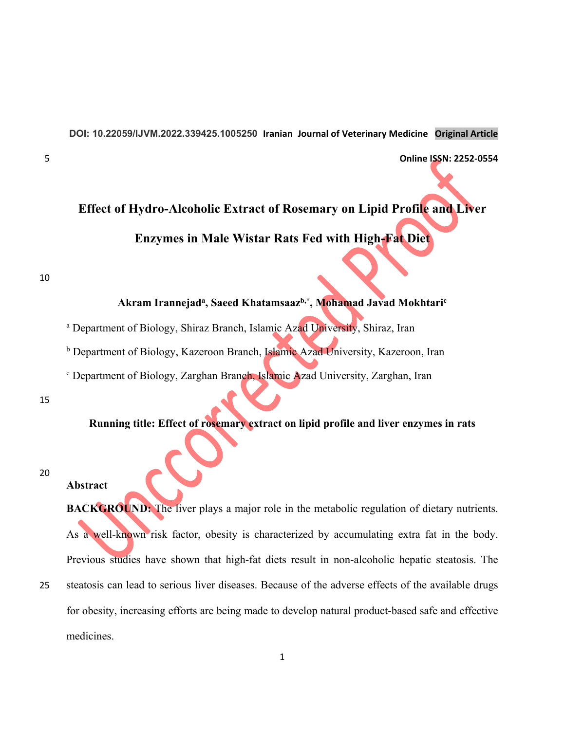DOI: 10.22059/IJVM.2022.339425.1005250 Iranian Journal of Veterinary Medicine **Original Article**

**Online ISSN: 2252-0554**

# Effect of Hydro-Alcoholic Extract of Rosemary on Lipid Profile and Liver Enzymes in Male Wistar Rats Fed with High-Fat Diet

**Akram Irannejad[a], Saeed Khatamsaaz[b,*], Mohamad Javad Mokhtari[c]**

[a] Department of Biology, Shiraz Branch, Islamic Azad University, Shiraz, Iran

[b] Department of Biology, Kazeroon Branch, Islamic Azad University, Kazeroon, Iran

[c] Department of Biology, Zarghan Branch, Islamic Azad University, Zarghan, Iran

**Running title: Effect of rosemary extract on lipid profile and liver enzymes in rats**

## Abstract

**BACKGROUND:** The liver plays a major role in the metabolic regulation of dietary nutrients. As a well-known risk factor, obesity is characterized by accumulating extra fat in the body. Previous studies have shown that high-fat diets result in non-alcoholic hepatic steatosis. The steatosis can lead to serious liver diseases. Because of the adverse effects of the available drugs for obesity, increasing efforts are being made to develop natural product-based safe and effective medicines.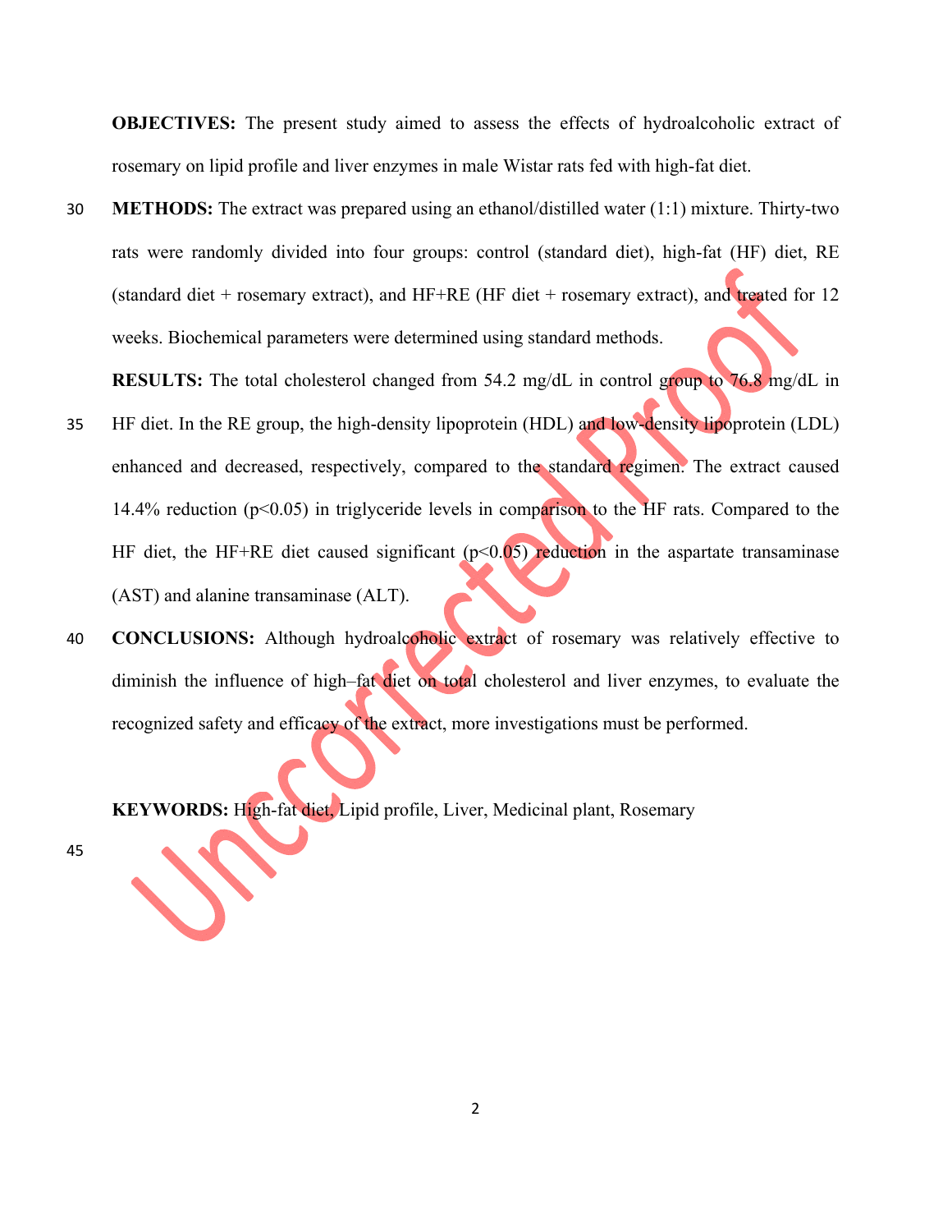**OBJECTIVES:** The present study aimed to assess the effects of hydroalcoholic extract of rosemary on lipid profile and liver enzymes in male Wistar rats fed with high-fat diet.

**METHODS:** The extract was prepared using an ethanol/distilled water (1:1) mixture. Thirty-two rats were randomly divided into four groups: control (standard diet), high-fat (HF) diet, RE (standard diet + rosemary extract), and HF+RE (HF diet + rosemary extract), and treated for 12 weeks. Biochemical parameters were determined using standard methods.

**RESULTS:** The total cholesterol changed from 54.2 mg/dL in control group to 76.8 mg/dL in HF diet. In the RE group, the high-density lipoprotein (HDL) and low-density lipoprotein (LDL) enhanced and decreased, respectively, compared to the standard regimen. The extract caused 14.4% reduction ($p<0.05$) in triglyceride levels in comparison to the HF rats. Compared to the HF diet, the HF+RE diet caused significant ($p<0.05$) reduction in the aspartate transaminase (AST) and alanine transaminase (ALT).

**CONCLUSIONS:** Although hydroalcoholic extract of rosemary was relatively effective to diminish the influence of high–fat diet on total cholesterol and liver enzymes, to evaluate the recognized safety and efficacy of the extract, more investigations must be performed.

**KEYWORDS:** High-fat diet, Lipid profile, Liver, Medicinal plant, Rosemary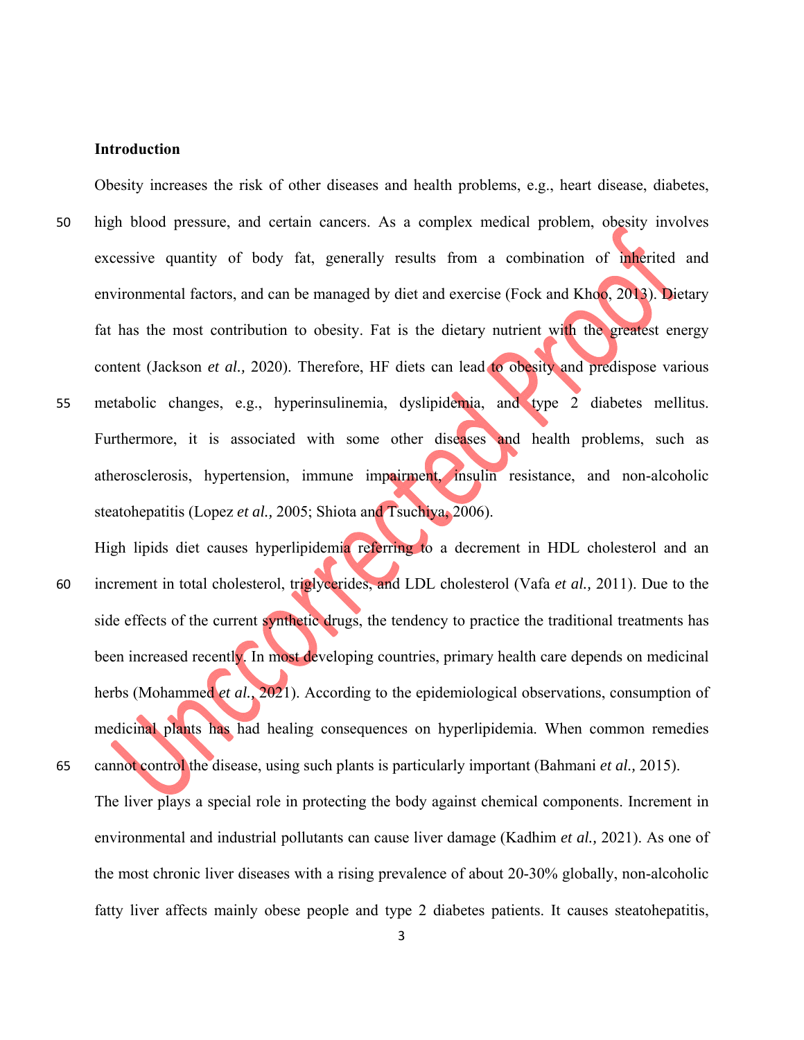## Introduction

Obesity increases the risk of other diseases and health problems, e.g., heart disease, diabetes, high blood pressure, and certain cancers. As a complex medical problem, obesity involves excessive quantity of body fat, generally results from a combination of inherited and environmental factors, and can be managed by diet and exercise (Fock and Khoo, 2013). Dietary fat has the most contribution to obesity. Fat is the dietary nutrient with the greatest energy content (Jackson *et al.,* 2020). Therefore, HF diets can lead to obesity and predispose various metabolic changes, e.g., hyperinsulinemia, dyslipidemia, and type 2 diabetes mellitus. Furthermore, it is associated with some other diseases and health problems, such as atherosclerosis, hypertension, immune impairment, insulin resistance, and non-alcoholic steatohepatitis (Lopez *et al.,* 2005; Shiota and Tsuchiya, 2006).

High lipids diet causes hyperlipidemia referring to a decrement in HDL cholesterol and an increment in total cholesterol, triglycerides, and LDL cholesterol (Vafa *et al.,* 2011). Due to the side effects of the current synthetic drugs, the tendency to practice the traditional treatments has been increased recently. In most developing countries, primary health care depends on medicinal herbs (Mohammed *et al.,* 2021). According to the epidemiological observations, consumption of medicinal plants has had healing consequences on hyperlipidemia. When common remedies cannot control the disease, using such plants is particularly important (Bahmani *et al.,* 2015).

The liver plays a special role in protecting the body against chemical components. Increment in environmental and industrial pollutants can cause liver damage (Kadhim *et al.,* 2021). As one of the most chronic liver diseases with a rising prevalence of about 20-30% globally, non-alcoholic fatty liver affects mainly obese people and type 2 diabetes patients. It causes steatohepatitis,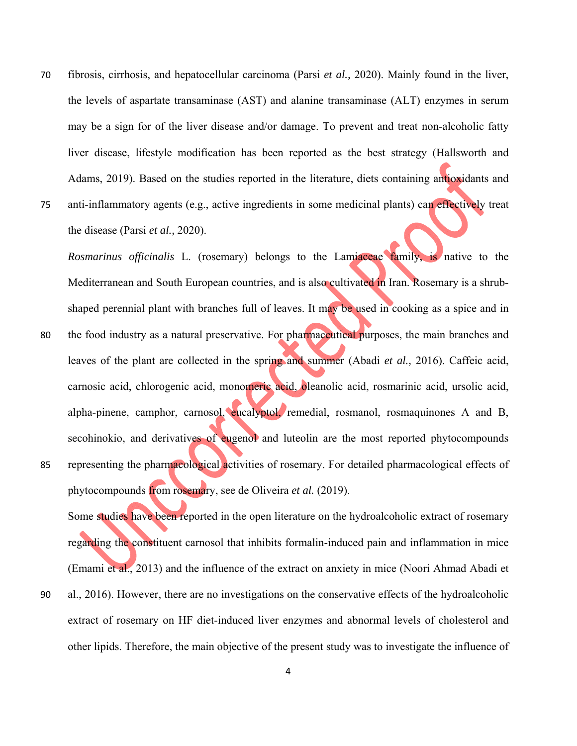fibrosis, cirrhosis, and hepatocellular carcinoma (Parsi *et al.,* 2020). Mainly found in the liver, the levels of aspartate transaminase (AST) and alanine transaminase (ALT) enzymes in serum may be a sign for of the liver disease and/or damage. To prevent and treat non-alcoholic fatty liver disease, lifestyle modification has been reported as the best strategy (Hallsworth and Adams, 2019). Based on the studies reported in the literature, diets containing antioxidants and anti-inflammatory agents (e.g., active ingredients in some medicinal plants) can effectively treat the disease (Parsi *et al.,* 2020).

*Rosmarinus officinalis* L. (rosemary) belongs to the Lamiaceae family, is native to the Mediterranean and South European countries, and is also cultivated in Iran. Rosemary is a shrub-shaped perennial plant with branches full of leaves. It may be used in cooking as a spice and in the food industry as a natural preservative. For pharmaceutical purposes, the main branches and leaves of the plant are collected in the spring and summer (Abadi *et al.,* 2016). Caffeic acid, carnosic acid, chlorogenic acid, monomeric acid, oleanolic acid, rosmarinic acid, ursolic acid, alpha-pinene, camphor, carnosol, eucalyptol, remedial, rosmanol, rosmaquinones A and B, secohinokio, and derivatives of eugenol and luteolin are the most reported phytocompounds representing the pharmacological activities of rosemary. For detailed pharmacological effects of phytocompounds from rosemary, see de Oliveira *et al.* (2019).

Some studies have been reported in the open literature on the hydroalcoholic extract of rosemary regarding the constituent carnosol that inhibits formalin-induced pain and inflammation in mice (Emami et al., 2013) and the influence of the extract on anxiety in mice (Noori Ahmad Abadi et al., 2016). However, there are no investigations on the conservative effects of the hydroalcoholic extract of rosemary on HF diet-induced liver enzymes and abnormal levels of cholesterol and other lipids. Therefore, the main objective of the present study was to investigate the influence of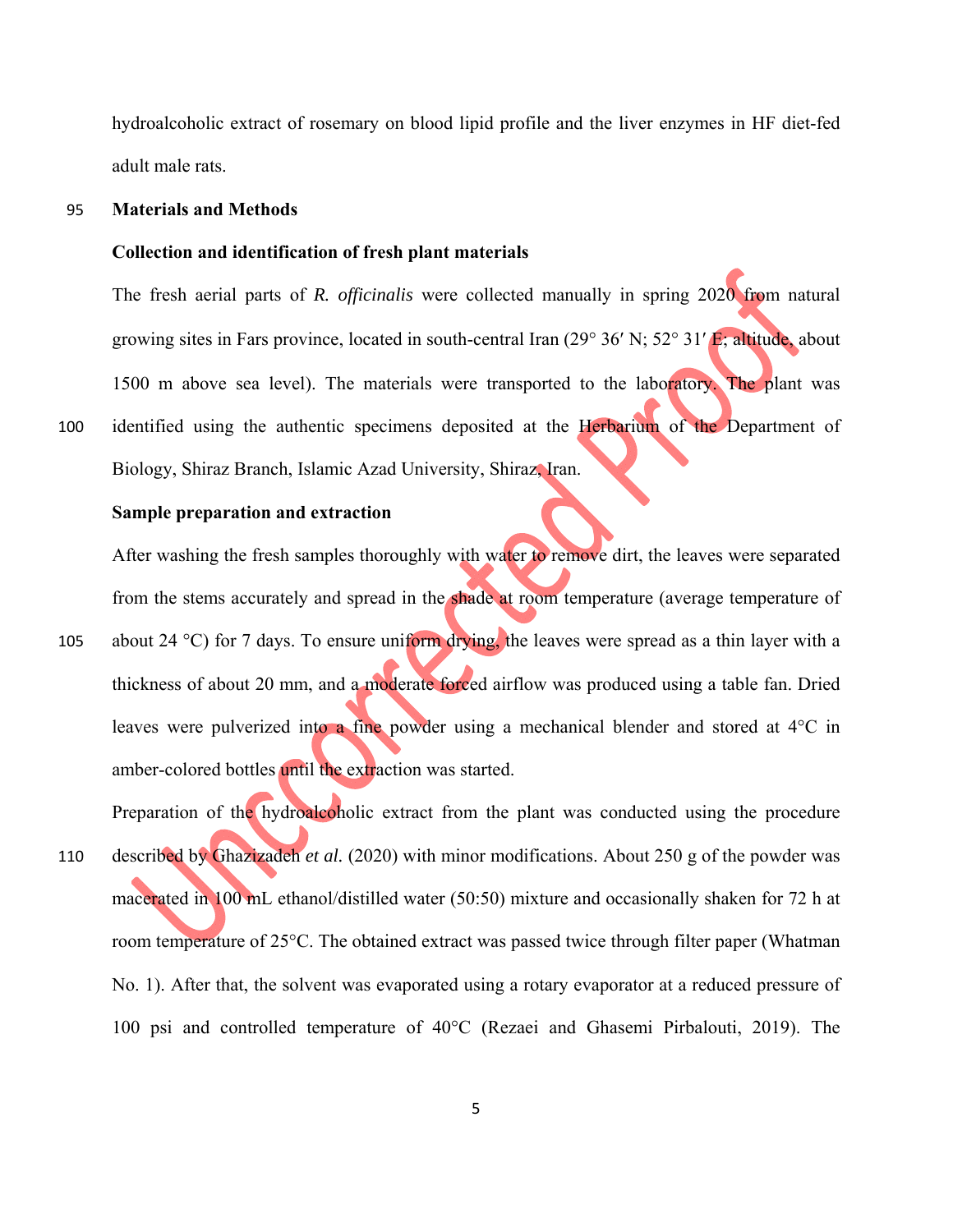hydroalcoholic extract of rosemary on blood lipid profile and the liver enzymes in HF diet-fed adult male rats.

## Materials and Methods

### Collection and identification of fresh plant materials

The fresh aerial parts of *R. officinalis* were collected manually in spring 2020 from natural growing sites in Fars province, located in south-central Iran (29° 36′ N; 52° 31′ E; altitude, about 1500 m above sea level). The materials were transported to the laboratory. The plant was identified using the authentic specimens deposited at the Herbarium of the Department of Biology, Shiraz Branch, Islamic Azad University, Shiraz, Iran.

### Sample preparation and extraction

After washing the fresh samples thoroughly with water to remove dirt, the leaves were separated from the stems accurately and spread in the shade at room temperature (average temperature of about 24 °C) for 7 days. To ensure uniform drying, the leaves were spread as a thin layer with a thickness of about 20 mm, and a moderate forced airflow was produced using a table fan. Dried leaves were pulverized into a fine powder using a mechanical blender and stored at 4°C in amber-colored bottles until the extraction was started.

Preparation of the hydroalcoholic extract from the plant was conducted using the procedure described by Ghazizadeh *et al.* (2020) with minor modifications. About 250 g of the powder was macerated in 100 mL ethanol/distilled water (50:50) mixture and occasionally shaken for 72 h at room temperature of 25°C. The obtained extract was passed twice through filter paper (Whatman No. 1). After that, the solvent was evaporated using a rotary evaporator at a reduced pressure of 100 psi and controlled temperature of 40°C (Rezaei and Ghasemi Pirbalouti, 2019). The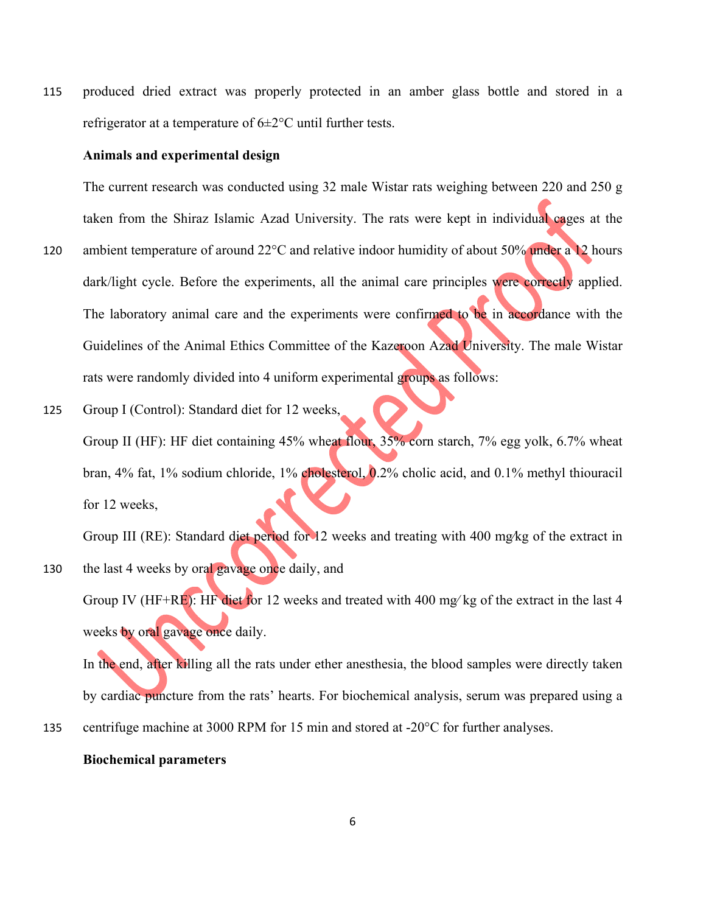produced dried extract was properly protected in an amber glass bottle and stored in a refrigerator at a temperature of 6±2°C until further tests.

**Animals and experimental design**

The current research was conducted using 32 male Wistar rats weighing between 220 and 250 g taken from the Shiraz Islamic Azad University. The rats were kept in individual cages at the ambient temperature of around 22°C and relative indoor humidity of about 50% under a 12 hours dark/light cycle. Before the experiments, all the animal care principles were correctly applied. The laboratory animal care and the experiments were confirmed to be in accordance with the Guidelines of the Animal Ethics Committee of the Kazeroon Azad University. The male Wistar rats were randomly divided into 4 uniform experimental groups as follows:

Group I (Control): Standard diet for 12 weeks,

Group II (HF): HF diet containing 45% wheat flour, 35% corn starch, 7% egg yolk, 6.7% wheat bran, 4% fat, 1% sodium chloride, 1% cholesterol, 0.2% cholic acid, and 0.1% methyl thiouracil for 12 weeks,

Group III (RE): Standard diet period for 12 weeks and treating with 400 mg/kg of the extract in the last 4 weeks by oral gavage once daily, and

Group IV (HF+RE): HF diet for 12 weeks and treated with 400 mg/kg of the extract in the last 4 weeks by oral gavage once daily.

In the end, after killing all the rats under ether anesthesia, the blood samples were directly taken by cardiac puncture from the rats' hearts. For biochemical analysis, serum was prepared using a centrifuge machine at 3000 RPM for 15 min and stored at -20°C for further analyses.

**Biochemical parameters**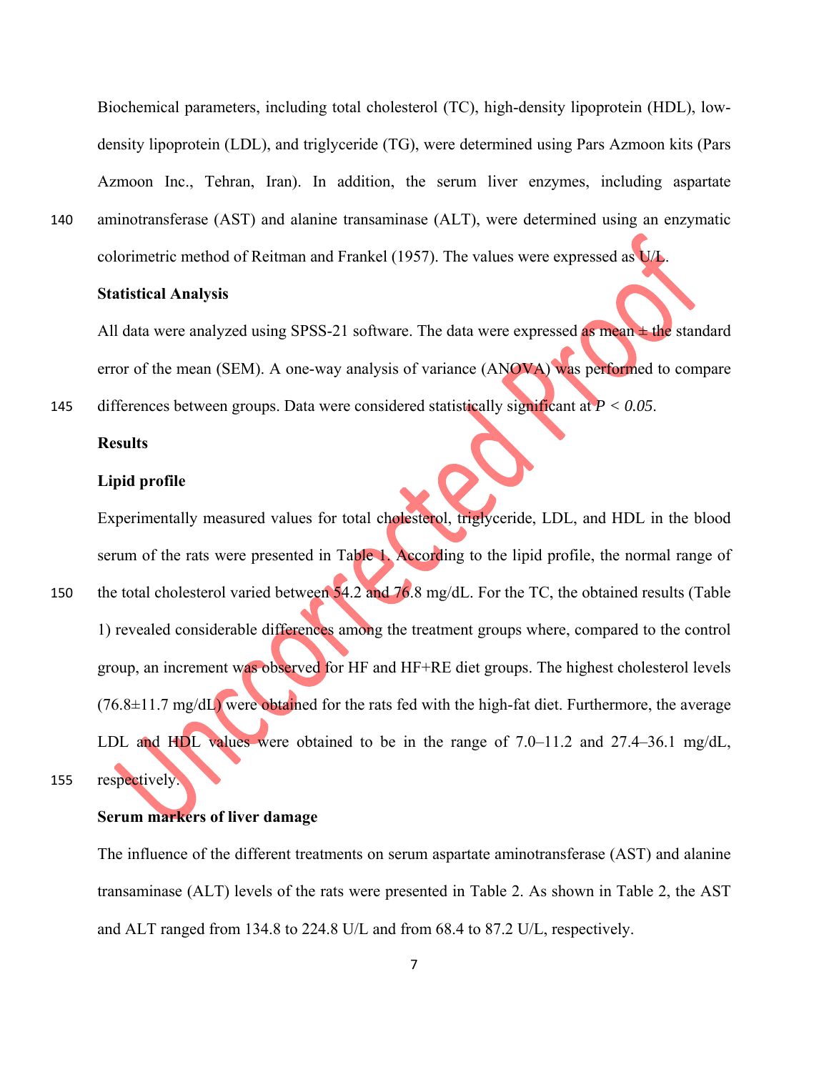Biochemical parameters, including total cholesterol (TC), high-density lipoprotein (HDL), low-density lipoprotein (LDL), and triglyceride (TG), were determined using Pars Azmoon kits (Pars Azmoon Inc., Tehran, Iran). In addition, the serum liver enzymes, including aspartate aminotransferase (AST) and alanine transaminase (ALT), were determined using an enzymatic colorimetric method of Reitman and Frankel (1957). The values were expressed as U/L.

**Statistical Analysis**

All data were analyzed using SPSS-21 software. The data were expressed as mean ± the standard error of the mean (SEM). A one-way analysis of variance (ANOVA) was performed to compare differences between groups. Data were considered statistically significant at $P < 0.05$.

## Results

### Lipid profile

Experimentally measured values for total cholesterol, triglyceride, LDL, and HDL in the blood serum of the rats were presented in Table 1. According to the lipid profile, the normal range of the total cholesterol varied between 54.2 and 76.8 mg/dL. For the TC, the obtained results (Table 1) revealed considerable differences among the treatment groups where, compared to the control group, an increment was observed for HF and HF+RE diet groups. The highest cholesterol levels (76.8±11.7 mg/dL) were obtained for the rats fed with the high-fat diet. Furthermore, the average LDL and HDL values were obtained to be in the range of 7.0–11.2 and 27.4–36.1 mg/dL, respectively.

### Serum markers of liver damage

The influence of the different treatments on serum aspartate aminotransferase (AST) and alanine transaminase (ALT) levels of the rats were presented in Table 2. As shown in Table 2, the AST and ALT ranged from 134.8 to 224.8 U/L and from 68.4 to 87.2 U/L, respectively.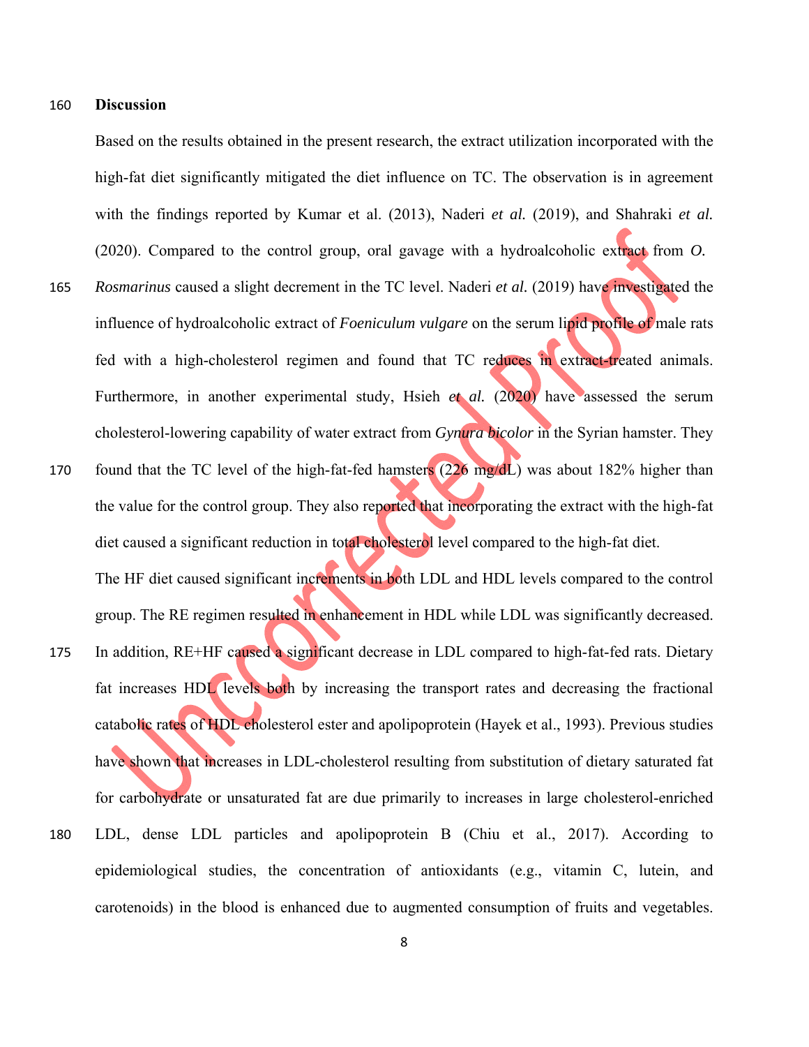## Discussion

Based on the results obtained in the present research, the extract utilization incorporated with the high-fat diet significantly mitigated the diet influence on TC. The observation is in agreement with the findings reported by Kumar et al. (2013), Naderi *et al.* (2019), and Shahraki *et al.* (2020). Compared to the control group, oral gavage with a hydroalcoholic extract from *O. Rosmarinus* caused a slight decrement in the TC level. Naderi *et al.* (2019) have investigated the influence of hydroalcoholic extract of *Foeniculum vulgare* on the serum lipid profile of male rats fed with a high-cholesterol regimen and found that TC reduces in extract-treated animals. Furthermore, in another experimental study, Hsieh *et al.* (2020) have assessed the serum cholesterol-lowering capability of water extract from *Gynura bicolor* in the Syrian hamster. They found that the TC level of the high-fat-fed hamsters (226 mg/dL) was about 182% higher than the value for the control group. They also reported that incorporating the extract with the high-fat diet caused a significant reduction in total cholesterol level compared to the high-fat diet.

The HF diet caused significant increments in both LDL and HDL levels compared to the control group. The RE regimen resulted in enhancement in HDL while LDL was significantly decreased. In addition, RE+HF caused a significant decrease in LDL compared to high-fat-fed rats. Dietary fat increases HDL levels both by increasing the transport rates and decreasing the fractional catabolic rates of HDL cholesterol ester and apolipoprotein (Hayek et al., 1993). Previous studies have shown that increases in LDL-cholesterol resulting from substitution of dietary saturated fat for carbohydrate or unsaturated fat are due primarily to increases in large cholesterol-enriched LDL, dense LDL particles and apolipoprotein B (Chiu et al., 2017). According to epidemiological studies, the concentration of antioxidants (e.g., vitamin C, lutein, and carotenoids) in the blood is enhanced due to augmented consumption of fruits and vegetables.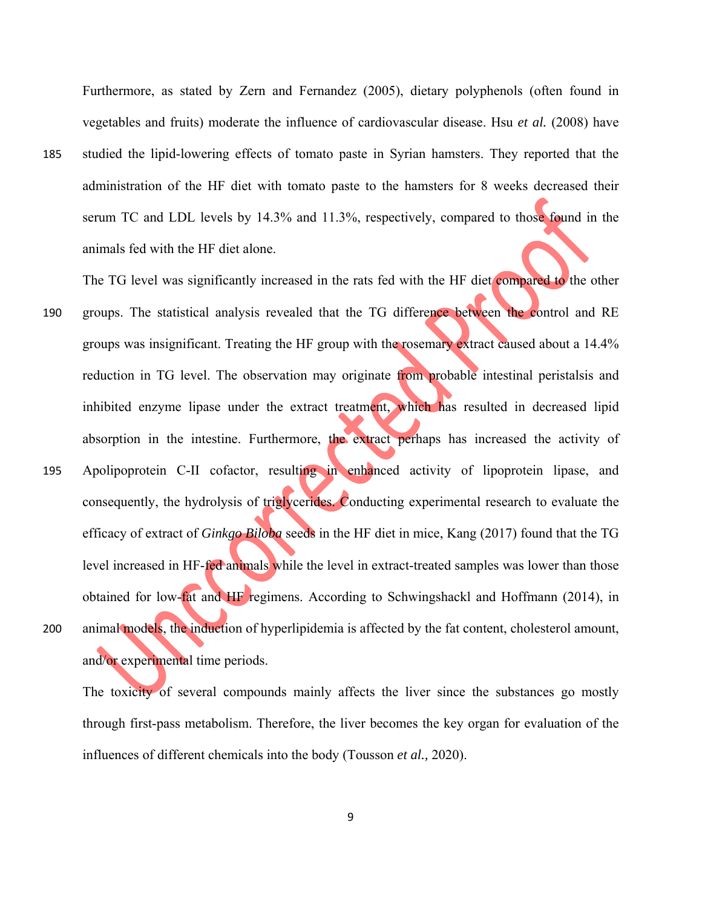Furthermore, as stated by Zern and Fernandez (2005), dietary polyphenols (often found in vegetables and fruits) moderate the influence of cardiovascular disease. Hsu *et al.* (2008) have studied the lipid-lowering effects of tomato paste in Syrian hamsters. They reported that the administration of the HF diet with tomato paste to the hamsters for 8 weeks decreased their serum TC and LDL levels by 14.3% and 11.3%, respectively, compared to those found in the animals fed with the HF diet alone.

The TG level was significantly increased in the rats fed with the HF diet compared to the other groups. The statistical analysis revealed that the TG difference between the control and RE groups was insignificant. Treating the HF group with the rosemary extract caused about a 14.4% reduction in TG level. The observation may originate from probable intestinal peristalsis and inhibited enzyme lipase under the extract treatment, which has resulted in decreased lipid absorption in the intestine. Furthermore, the extract perhaps has increased the activity of Apolipoprotein C-II cofactor, resulting in enhanced activity of lipoprotein lipase, and consequently, the hydrolysis of triglycerides. Conducting experimental research to evaluate the efficacy of extract of *Ginkgo Biloba* seeds in the HF diet in mice, Kang (2017) found that the TG level increased in HF-fed animals while the level in extract-treated samples was lower than those obtained for low-fat and HF regimens. According to Schwingshackl and Hoffmann (2014), in animal models, the induction of hyperlipidemia is affected by the fat content, cholesterol amount, and/or experimental time periods.

The toxicity of several compounds mainly affects the liver since the substances go mostly through first-pass metabolism. Therefore, the liver becomes the key organ for evaluation of the influences of different chemicals into the body (Tousson *et al.,* 2020).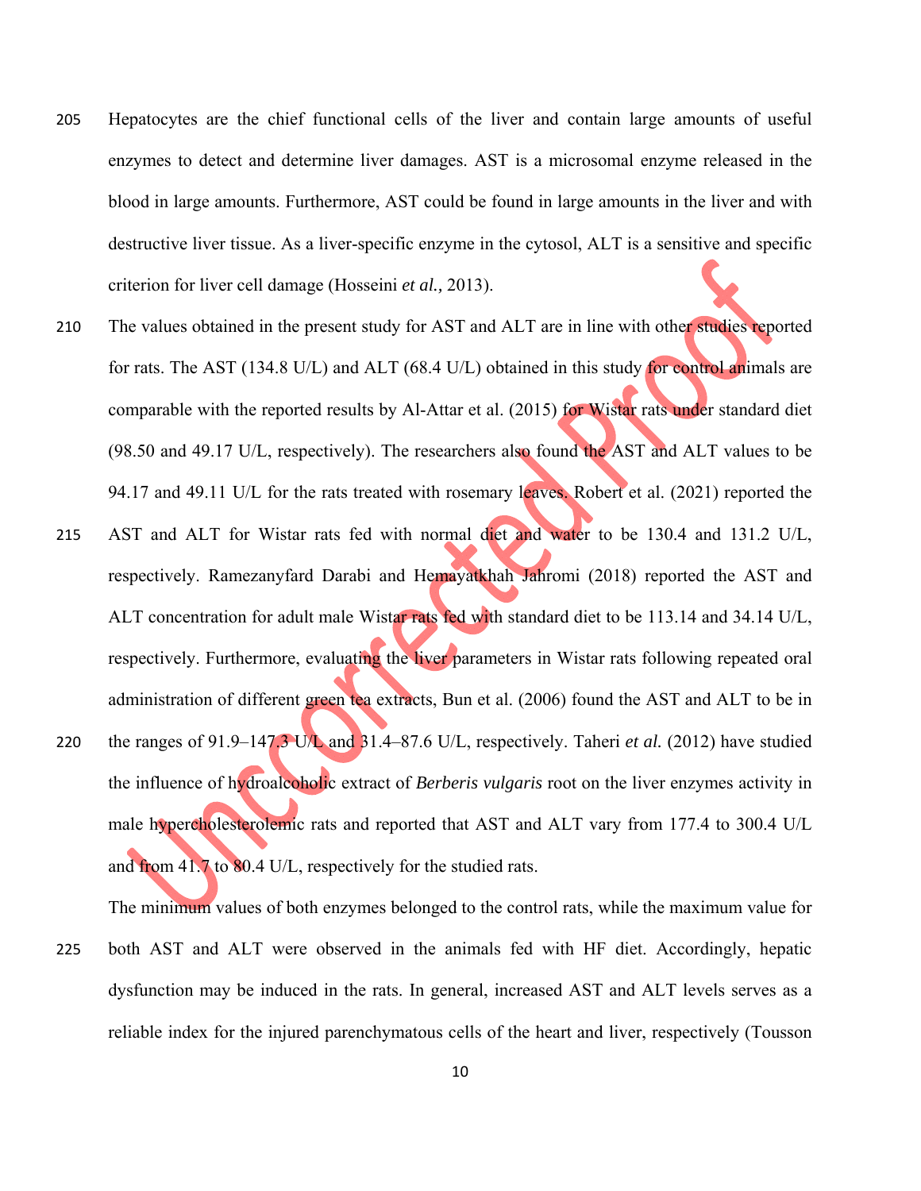Hepatocytes are the chief functional cells of the liver and contain large amounts of useful enzymes to detect and determine liver damages. AST is a microsomal enzyme released in the blood in large amounts. Furthermore, AST could be found in large amounts in the liver and with destructive liver tissue. As a liver-specific enzyme in the cytosol, ALT is a sensitive and specific criterion for liver cell damage (Hosseini *et al.,* 2013).

The values obtained in the present study for AST and ALT are in line with other studies reported for rats. The AST (134.8 U/L) and ALT (68.4 U/L) obtained in this study for control animals are comparable with the reported results by Al-Attar et al. (2015) for Wistar rats under standard diet (98.50 and 49.17 U/L, respectively). The researchers also found the AST and ALT values to be 94.17 and 49.11 U/L for the rats treated with rosemary leaves. Robert et al. (2021) reported the AST and ALT for Wistar rats fed with normal diet and water to be 130.4 and 131.2 U/L, respectively. Ramezanyfard Darabi and Hemayatkhah Jahromi (2018) reported the AST and ALT concentration for adult male Wistar rats fed with standard diet to be 113.14 and 34.14 U/L, respectively. Furthermore, evaluating the liver parameters in Wistar rats following repeated oral administration of different green tea extracts, Bun et al. (2006) found the AST and ALT to be in the ranges of 91.9–147.3 U/L and 31.4–87.6 U/L, respectively. Taheri *et al.* (2012) have studied the influence of hydroalcoholic extract of *Berberis vulgaris* root on the liver enzymes activity in male hypercholesterolemic rats and reported that AST and ALT vary from 177.4 to 300.4 U/L and from 41.7 to 80.4 U/L, respectively for the studied rats.

The minimum values of both enzymes belonged to the control rats, while the maximum value for both AST and ALT were observed in the animals fed with HF diet. Accordingly, hepatic dysfunction may be induced in the rats. In general, increased AST and ALT levels serves as a reliable index for the injured parenchymatous cells of the heart and liver, respectively (Tousson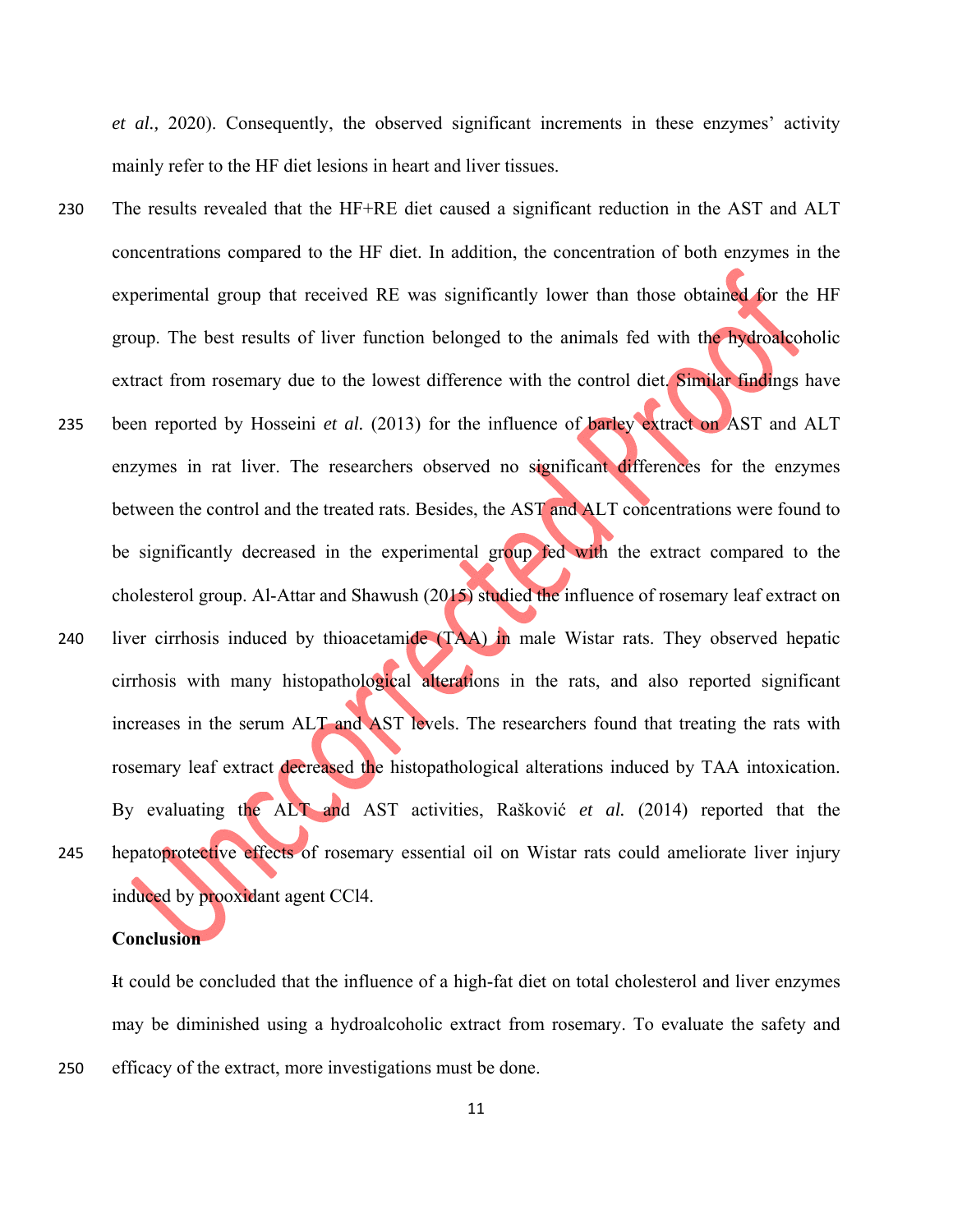*et al.,* 2020). Consequently, the observed significant increments in these enzymes' activity mainly refer to the HF diet lesions in heart and liver tissues.

The results revealed that the HF+RE diet caused a significant reduction in the AST and ALT concentrations compared to the HF diet. In addition, the concentration of both enzymes in the experimental group that received RE was significantly lower than those obtained for the HF group. The best results of liver function belonged to the animals fed with the hydroalcoholic extract from rosemary due to the lowest difference with the control diet. Similar findings have been reported by Hosseini *et al.* (2013) for the influence of barley extract on AST and ALT enzymes in rat liver. The researchers observed no significant differences for the enzymes between the control and the treated rats. Besides, the AST and ALT concentrations were found to be significantly decreased in the experimental group fed with the extract compared to the cholesterol group. Al-Attar and Shawush (2015) studied the influence of rosemary leaf extract on liver cirrhosis induced by thioacetamide (TAA) in male Wistar rats. They observed hepatic cirrhosis with many histopathological alterations in the rats, and also reported significant increases in the serum ALT and AST levels. The researchers found that treating the rats with rosemary leaf extract decreased the histopathological alterations induced by TAA intoxication. By evaluating the ALT and AST activities, Rašković *et al.* (2014) reported that the hepatoprotective effects of rosemary essential oil on Wistar rats could ameliorate liver injury induced by prooxidant agent $CCl_4$.

## Conclusion

It could be concluded that the influence of a high-fat diet on total cholesterol and liver enzymes may be diminished using a hydroalcoholic extract from rosemary. To evaluate the safety and efficacy of the extract, more investigations must be done.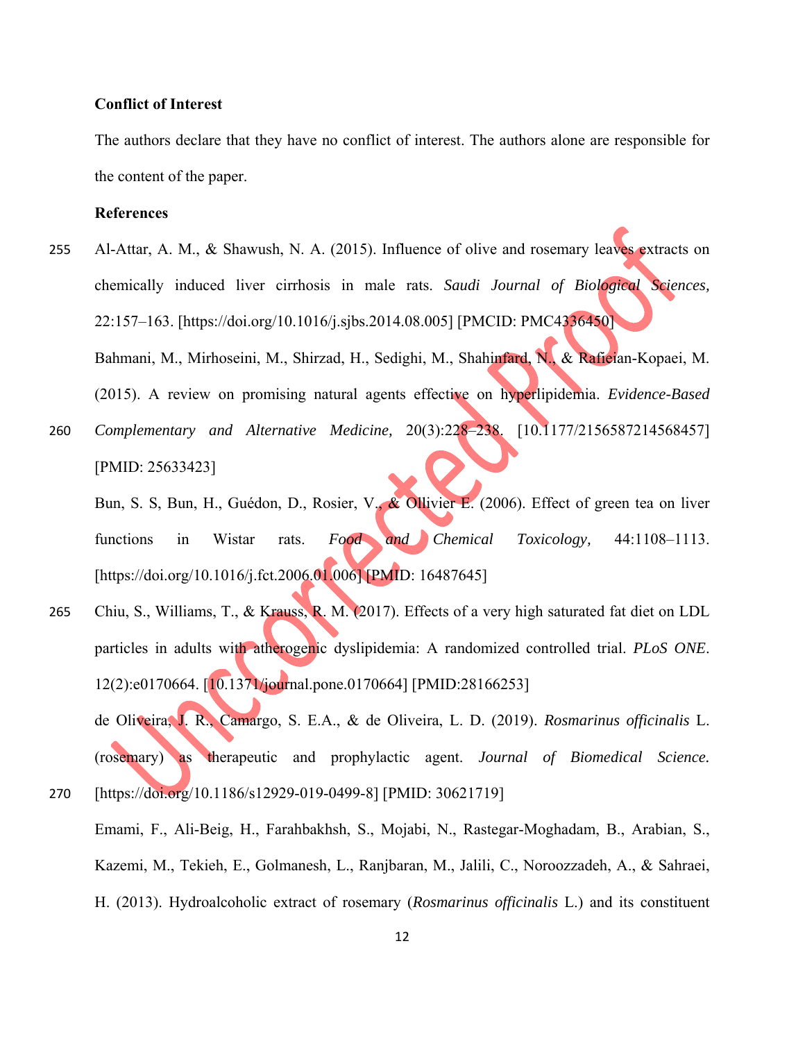**Conflict of Interest**

The authors declare that they have no conflict of interest. The authors alone are responsible for the content of the paper.

**References**

Al-Attar, A. M., & Shawush, N. A. (2015). Influence of olive and rosemary leaves extracts on chemically induced liver cirrhosis in male rats. *Saudi Journal of Biological Sciences,* 22:157–163. [https://doi.org/10.1016/j.sjbs.2014.08.005] [PMCID: PMC4336450]

Bahmani, M., Mirhoseini, M., Shirzad, H., Sedighi, M., Shahinfard, N., & Rafieian-Kopaei, M. (2015). A review on promising natural agents effective on hyperlipidemia. *Evidence-Based Complementary and Alternative Medicine,* 20(3):228–238. [10.1177/2156587214568457] [PMID: 25633423]

Bun, S. S, Bun, H., Guédon, D., Rosier, V., & Ollivier E. (2006). Effect of green tea on liver functions in Wistar rats. *Food and Chemical Toxicology,* 44:1108–1113. [https://doi.org/10.1016/j.fct.2006.01.006] [PMID: 16487645]

Chiu, S., Williams, T., & Krauss, R. M. (2017). Effects of a very high saturated fat diet on LDL particles in adults with atherogenic dyslipidemia: A randomized controlled trial. *PLoS ONE*. 12(2):e0170664. [10.1371/journal.pone.0170664] [PMID:28166253]

de Oliveira, J. R., Camargo, S. E.A., & de Oliveira, L. D. (2019). *Rosmarinus officinalis* L. (rosemary) as therapeutic and prophylactic agent. *Journal of Biomedical Science.* [https://doi.org/10.1186/s12929-019-0499-8] [PMID: 30621719]

Emami, F., Ali-Beig, H., Farahbakhsh, S., Mojabi, N., Rastegar-Moghadam, B., Arabian, S., Kazemi, M., Tekieh, E., Golmanesh, L., Ranjbaran, M., Jalili, C., Noroozzadeh, A., & Sahraei, H. (2013). Hydroalcoholic extract of rosemary (*Rosmarinus officinalis* L.) and its constituent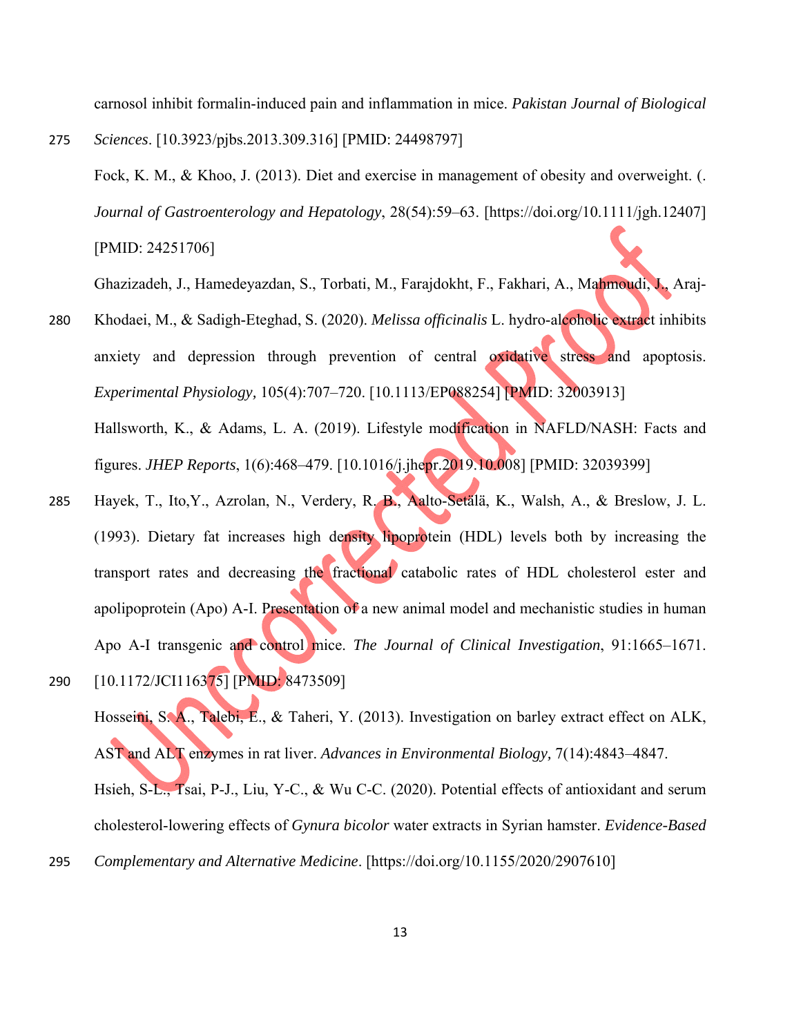carnosol inhibit formalin-induced pain and inflammation in mice. *Pakistan Journal of Biological Sciences*. [10.3923/pjbs.2013.309.316] [PMID: 24498797]

Fock, K. M., & Khoo, J. (2013). Diet and exercise in management of obesity and overweight. (. *Journal of Gastroenterology and Hepatology*, 28(54):59–63. [https://doi.org/10.1111/jgh.12407] [PMID: 24251706]

Ghazizadeh, J., Hamedeyazdan, S., Torbati, M., Farajdokht, F., Fakhari, A., Mahmoudi, J., Araj-Khodaei, M., & Sadigh-Eteghad, S. (2020). *Melissa officinalis* L. hydro-alcoholic extract inhibits anxiety and depression through prevention of central oxidative stress and apoptosis. *Experimental Physiology,* 105(4):707–720. [10.1113/EP088254] [PMID: 32003913]

Hallsworth, K., & Adams, L. A. (2019). Lifestyle modification in NAFLD/NASH: Facts and figures. *JHEP Reports*, 1(6):468–479. [10.1016/j.jhepr.2019.10.008] [PMID: 32039399]

Hayek, T., Ito,Y., Azrolan, N., Verdery, R. B., Aalto-Setälä, K., Walsh, A., & Breslow, J. L. (1993). Dietary fat increases high density lipoprotein (HDL) levels both by increasing the transport rates and decreasing the fractional catabolic rates of HDL cholesterol ester and apolipoprotein (Apo) A-I. Presentation of a new animal model and mechanistic studies in human Apo A-I transgenic and control mice. *The Journal of Clinical Investigation*, 91:1665–1671. [10.1172/JCI116375] [PMID: 8473509]

Hosseini, S. A., Talebi, E., & Taheri, Y. (2013). Investigation on barley extract effect on ALK, AST and ALT enzymes in rat liver. *Advances in Environmental Biology,* 7(14):4843–4847.

Hsieh, S-L., Tsai, P-J., Liu, Y-C., & Wu C-C. (2020). Potential effects of antioxidant and serum cholesterol-lowering effects of *Gynura bicolor* water extracts in Syrian hamster. *Evidence-Based Complementary and Alternative Medicine*. [https://doi.org/10.1155/2020/2907610]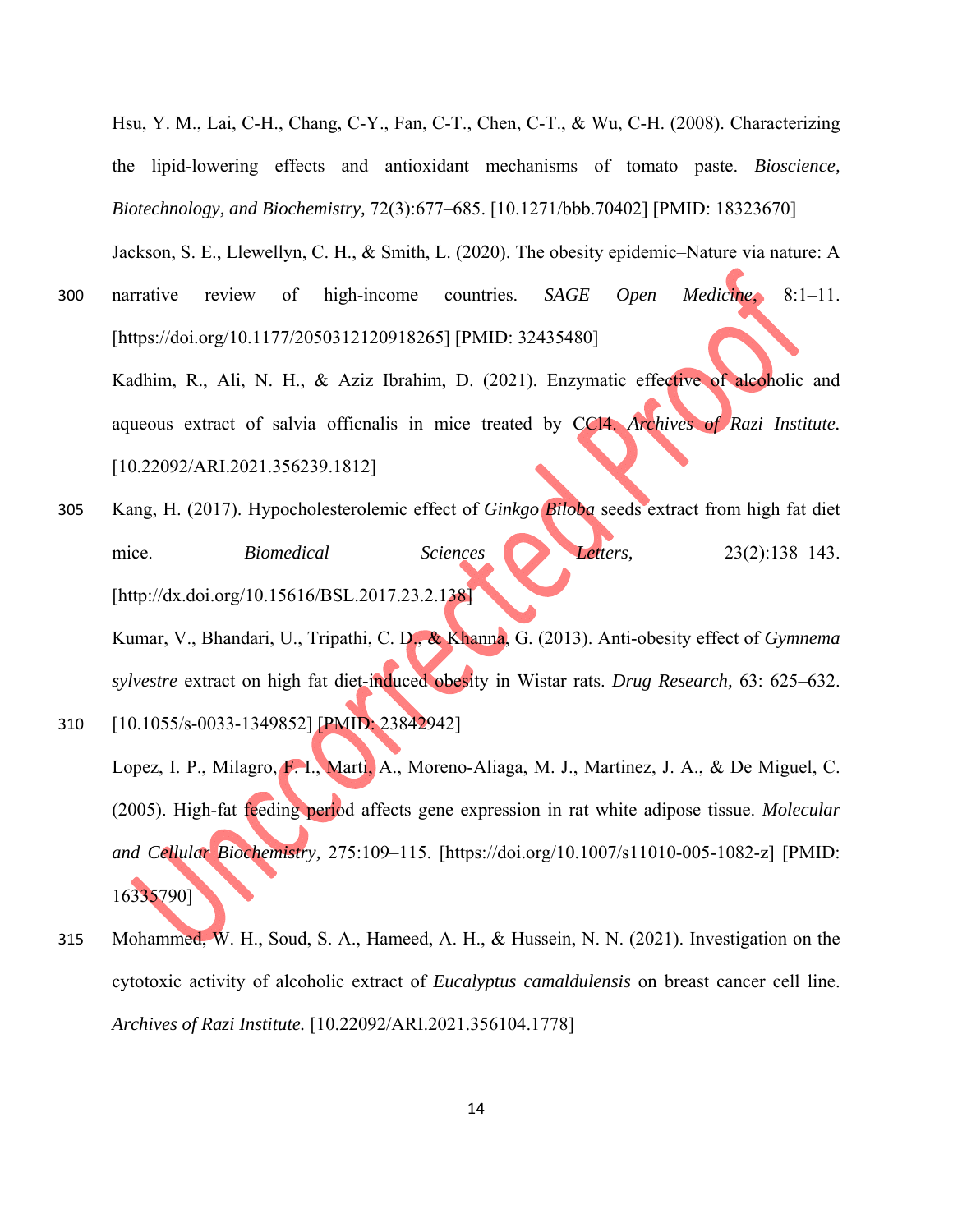Hsu, Y. M., Lai, C-H., Chang, C-Y., Fan, C-T., Chen, C-T., & Wu, C-H. (2008). Characterizing the lipid-lowering effects and antioxidant mechanisms of tomato paste. *Bioscience, Biotechnology, and Biochemistry,* 72(3):677–685. [10.1271/bbb.70402] [PMID: 18323670]

Jackson, S. E., Llewellyn, C. H., & Smith, L. (2020). The obesity epidemic–Nature via nature: A narrative review of high-income countries. *SAGE Open Medicine,* 8:1–11. [https://doi.org/10.1177/2050312120918265] [PMID: 32435480]

Kadhim, R., Ali, N. H., & Aziz Ibrahim, D. (2021). Enzymatic effective of alcoholic and aqueous extract of salvia officnalis in mice treated by CCl4. *Archives of Razi Institute.* [10.22092/ARI.2021.356239.1812]

Kang, H. (2017). Hypocholesterolemic effect of *Ginkgo Biloba* seeds extract from high fat diet mice. *Biomedical Sciences Letters,* 23(2):138–143. [http://dx.doi.org/10.15616/BSL.2017.23.2.138]

Kumar, V., Bhandari, U., Tripathi, C. D., & Khanna, G. (2013). Anti-obesity effect of *Gymnema sylvestre* extract on high fat diet-induced obesity in Wistar rats. *Drug Research,* 63: 625–632. [10.1055/s-0033-1349852] [PMID: 23842942]

Lopez, I. P., Milagro, F. I., Marti, A., Moreno-Aliaga, M. J., Martinez, J. A., & De Miguel, C. (2005). High-fat feeding period affects gene expression in rat white adipose tissue. *Molecular and Cellular Biochemistry,* 275:109–115. [https://doi.org/10.1007/s11010-005-1082-z] [PMID: 16335790]

Mohammed, W. H., Soud, S. A., Hameed, A. H., & Hussein, N. N. (2021). Investigation on the cytotoxic activity of alcoholic extract of *Eucalyptus camaldulensis* on breast cancer cell line. *Archives of Razi Institute.* [10.22092/ARI.2021.356104.1778]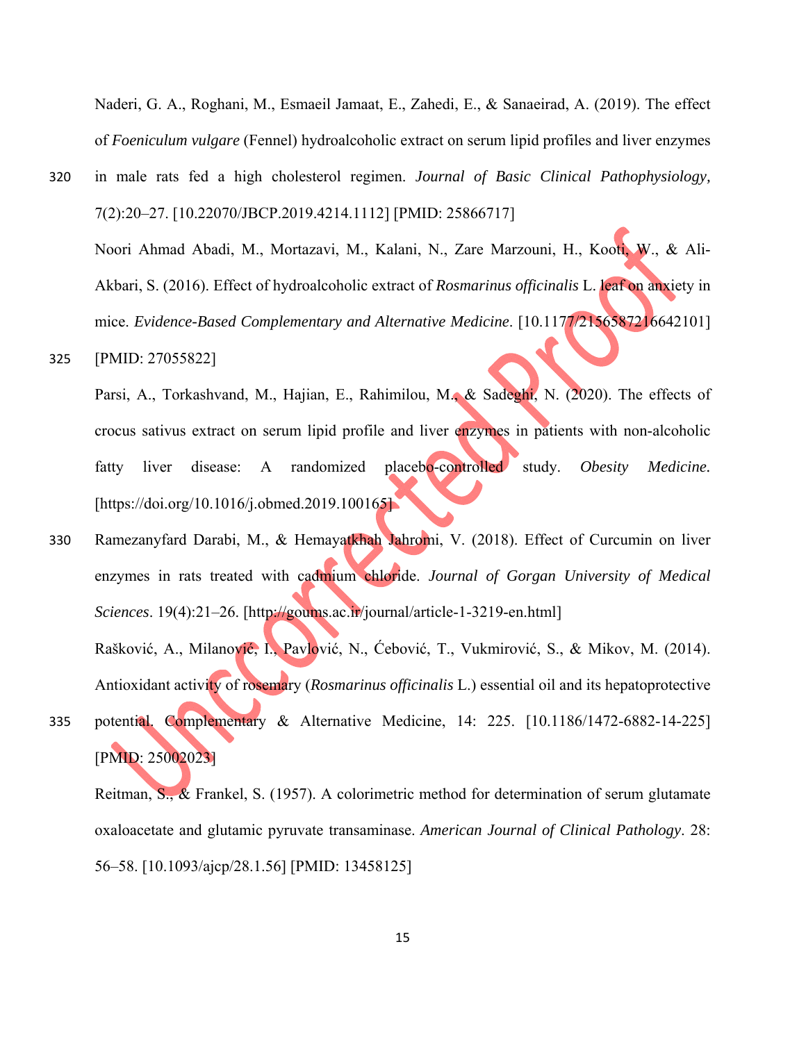Naderi, G. A., Roghani, M., Esmaeil Jamaat, E., Zahedi, E., & Sanaeirad, A. (2019). The effect of *Foeniculum vulgare* (Fennel) hydroalcoholic extract on serum lipid profiles and liver enzymes in male rats fed a high cholesterol regimen. *Journal of Basic Clinical Pathophysiology,* 7(2):20–27. [10.22070/JBCP.2019.4214.1112] [PMID: 25866717]

Noori Ahmad Abadi, M., Mortazavi, M., Kalani, N., Zare Marzouni, H., Kooti, W., & Ali-Akbari, S. (2016). Effect of hydroalcoholic extract of *Rosmarinus officinalis* L. leaf on anxiety in mice. *Evidence-Based Complementary and Alternative Medicine*. [10.1177/2156587216642101] [PMID: 27055822]

Parsi, A., Torkashvand, M., Hajian, E., Rahimilou, M., & Sadeghi, N. (2020). The effects of crocus sativus extract on serum lipid profile and liver enzymes in patients with non-alcoholic fatty liver disease: A randomized placebo-controlled study. *Obesity Medicine.* [https://doi.org/10.1016/j.obmed.2019.100165]

Ramezanyfard Darabi, M., & Hemayatkhah Jahromi, V. (2018). Effect of Curcumin on liver enzymes in rats treated with cadmium chloride. *Journal of Gorgan University of Medical Sciences*. 19(4):21–26. [http://goums.ac.ir/journal/article-1-3219-en.html]

Rašković, A., Milanović, I., Pavlović, N., Ćebović, T., Vukmirović, S., & Mikov, M. (2014). Antioxidant activity of rosemary (*Rosmarinus officinalis* L.) essential oil and its hepatoprotective potential. Complementary & Alternative Medicine, 14: 225. [10.1186/1472-6882-14-225] [PMID: 25002023]

Reitman, S., & Frankel, S. (1957). A colorimetric method for determination of serum glutamate oxaloacetate and glutamic pyruvate transaminase. *American Journal of Clinical Pathology*. 28: 56–58. [10.1093/ajcp/28.1.56] [PMID: 13458125]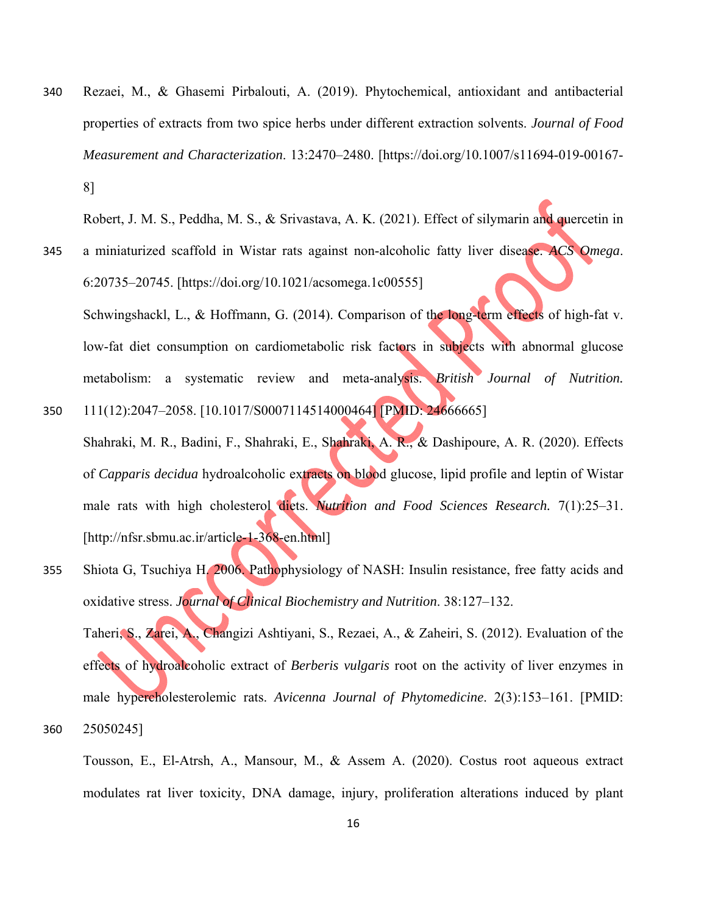Rezaei, M., & Ghasemi Pirbalouti, A. (2019). Phytochemical, antioxidant and antibacterial properties of extracts from two spice herbs under different extraction solvents. *Journal of Food Measurement and Characterization*. 13:2470–2480. [https://doi.org/10.1007/s11694-019-00167-8]

Robert, J. M. S., Peddha, M. S., & Srivastava, A. K. (2021). Effect of silymarin and quercetin in a miniaturized scaffold in Wistar rats against non-alcoholic fatty liver disease. *ACS Omega*. 6:20735–20745. [https://doi.org/10.1021/acsomega.1c00555]

Schwingshackl, L., & Hoffmann, G. (2014). Comparison of the long-term effects of high-fat v. low-fat diet consumption on cardiometabolic risk factors in subjects with abnormal glucose metabolism: a systematic review and meta-analysis. *British Journal of Nutrition.* 111(12):2047–2058. [10.1017/S0007114514000464] [PMID: 24666665]

Shahraki, M. R., Badini, F., Shahraki, E., Shahraki, A. R., & Dashipoure, A. R. (2020). Effects of *Capparis decidua* hydroalcoholic extracts on blood glucose, lipid profile and leptin of Wistar male rats with high cholesterol diets. *Nutrition and Food Sciences Research.* 7(1):25–31. [http://nfsr.sbmu.ac.ir/article-1-368-en.html]

Shiota G, Tsuchiya H. 2006. Pathophysiology of NASH: Insulin resistance, free fatty acids and oxidative stress. *Journal of Clinical Biochemistry and Nutrition*. 38:127–132.

Taheri, S., Zarei, A., Changizi Ashtiyani, S., Rezaei, A., & Zaheiri, S. (2012). Evaluation of the effects of hydroalcoholic extract of *Berberis vulgaris* root on the activity of liver enzymes in male hypercholesterolemic rats. *Avicenna Journal of Phytomedicine*. 2(3):153–161. [PMID: 25050245]

Tousson, E., El-Atrsh, A., Mansour, M., & Assem A. (2020). Costus root aqueous extract modulates rat liver toxicity, DNA damage, injury, proliferation alterations induced by plant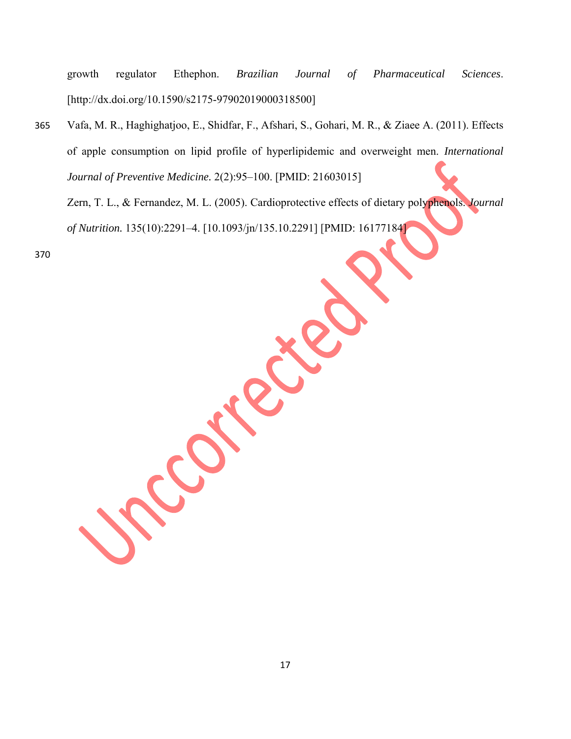growth regulator Ethephon. *Brazilian Journal of Pharmaceutical Sciences*. [http://dx.doi.org/10.1590/s2175-97902019000318500]

Vafa, M. R., Haghighatjoo, E., Shidfar, F., Afshari, S., Gohari, M. R., & Ziaee A. (2011). Effects of apple consumption on lipid profile of hyperlipidemic and overweight men. *International Journal of Preventive Medicine*. 2(2):95–100. [PMID: 21603015]

Zern, T. L., & Fernandez, M. L. (2005). Cardioprotective effects of dietary polyphenols. *Journal of Nutrition*. 135(10):2291–4. [10.1093/jn/135.10.2291] [PMID: 16177184]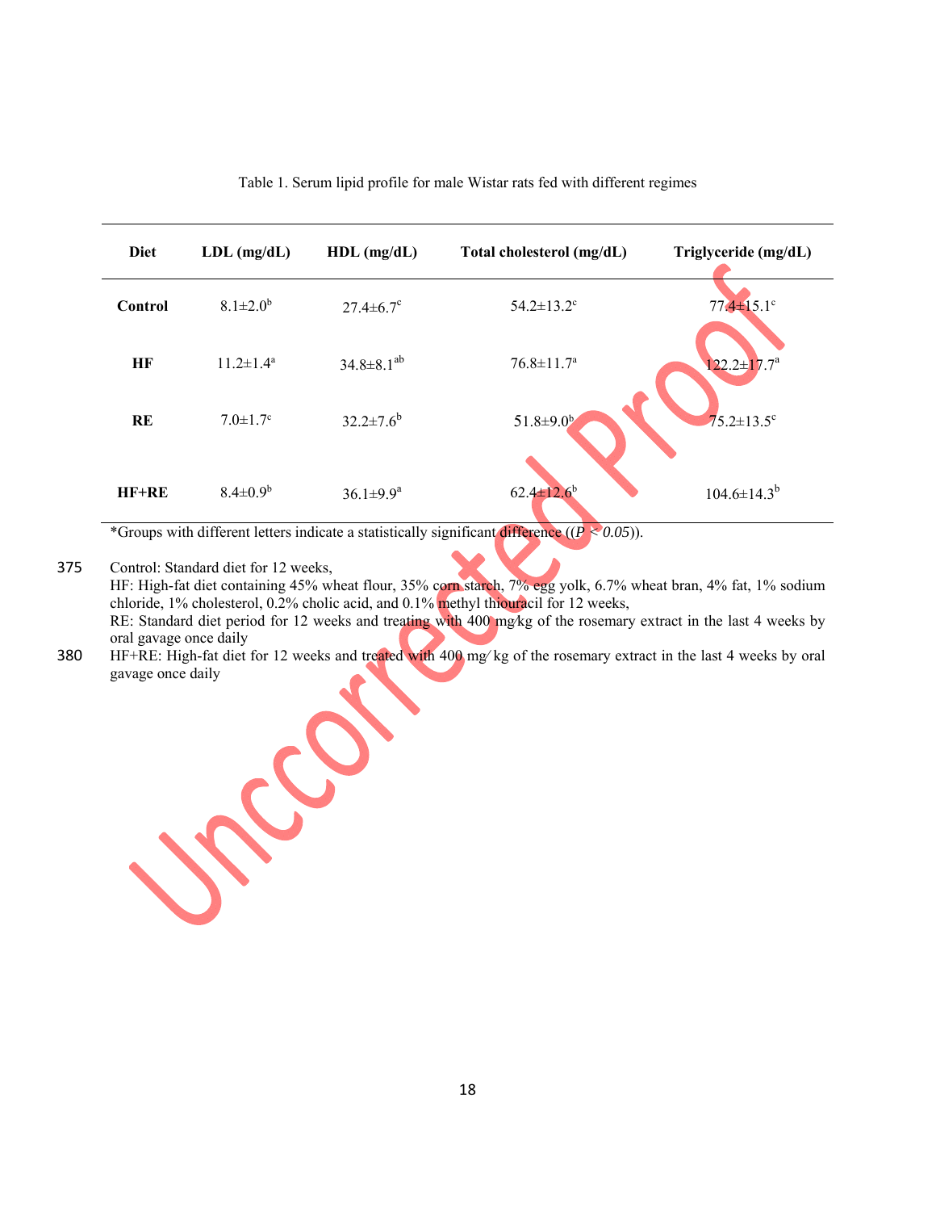Table 1. Serum lipid profile for male Wistar rats fed with different regimes

| Diet | LDL (mg/dL) | HDL (mg/dL) | Total cholesterol (mg/dL) | Triglyceride (mg/dL) |
|---|---|---|---|---|
| **Control** | 8.1±2.0[b] | 27.4±6.7[c] | 54.2±13.2[c] | 77.4±15.1[c] |
| **HF** | 11.2±1.4[a] | 34.8±8.1[ab] | 76.8±11.7[a] | 122.2±17.7[a] |
| **RE** | 7.0±1.7[c] | 32.2±7.6[b] | 51.8±9.0[b] | 75.2±13.5[c] |
| **HF+RE** | 8.4±0.9[b] | 36.1±9.9[a] | 62.4±12.6[b] | 104.6±14.3[b] |

*Groups with different letters indicate a statistically significant difference (($P < 0.05$)).

Control: Standard diet for 12 weeks,
HF: High-fat diet containing 45% wheat flour, 35% corn starch, 7% egg yolk, 6.7% wheat bran, 4% fat, 1% sodium chloride, 1% cholesterol, 0.2% cholic acid, and 0.1% methyl thiouracil for 12 weeks,
RE: Standard diet period for 12 weeks and treating with 400 mg⁄kg of the rosemary extract in the last 4 weeks by oral gavage once daily
HF+RE: High-fat diet for 12 weeks and treated with 400 mg⁄ kg of the rosemary extract in the last 4 weeks by oral gavage once daily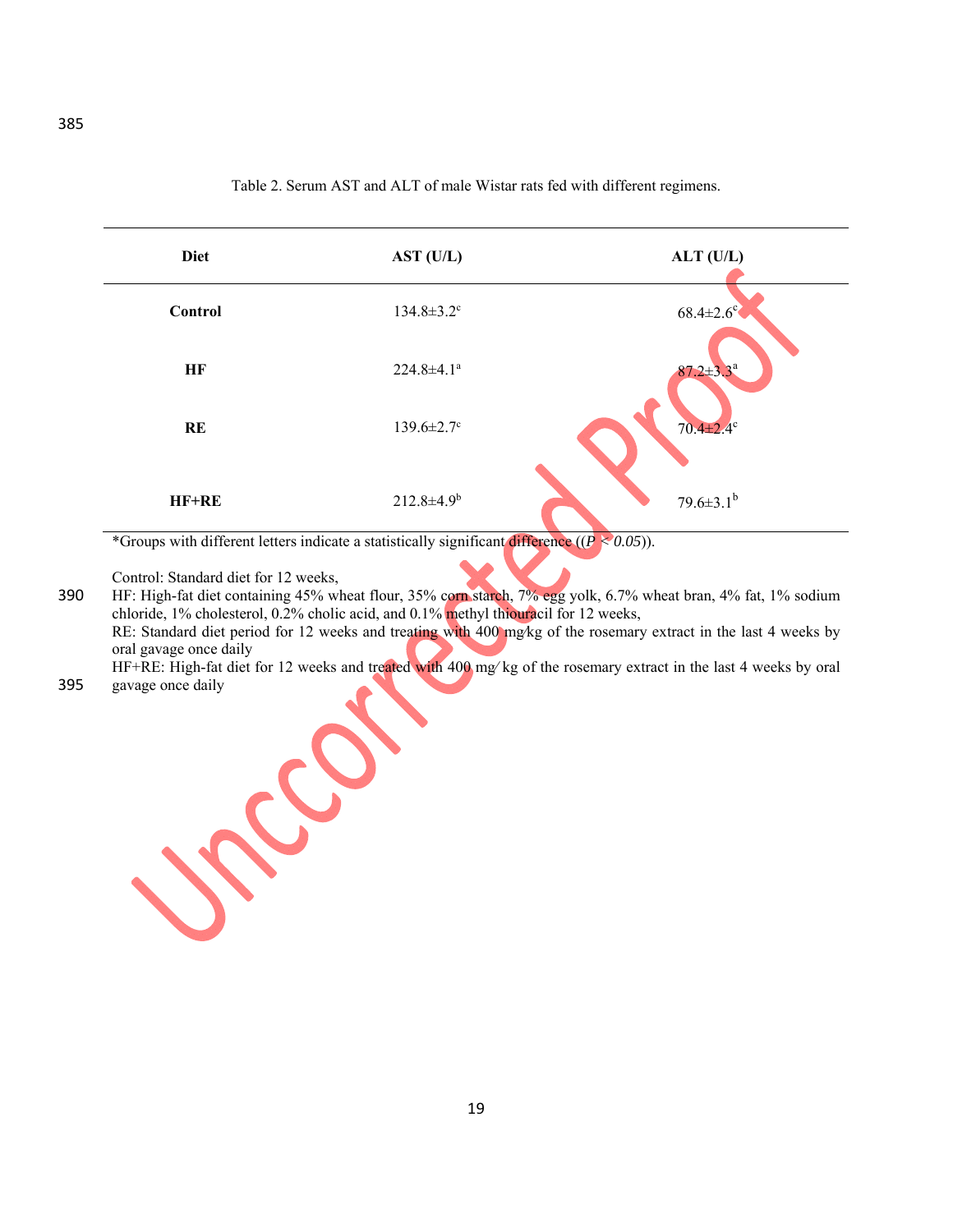Table 2. Serum AST and ALT of male Wistar rats fed with different regimens.

| Diet | AST (U/L) | ALT (U/L) |
|---|---|---|
| **Control** | 134.8±3.2[c] | 68.4±2.6[c] |
| **HF** | 224.8±4.1[a] | 87.2±3.3[a] |
| **RE** | 139.6±2.7[c] | 70.4±2.4[c] |
| **HF+RE** | 212.8±4.9[b] | 79.6±3.1[b] |

*Groups with different letters indicate a statistically significant difference (($P < 0.05$)).

Control: Standard diet for 12 weeks,
HF: High-fat diet containing 45% wheat flour, 35% corn starch, 7% egg yolk, 6.7% wheat bran, 4% fat, 1% sodium chloride, 1% cholesterol, 0.2% cholic acid, and 0.1% methyl thiouracil for 12 weeks,
RE: Standard diet period for 12 weeks and treating with 400 mg⁄kg of the rosemary extract in the last 4 weeks by oral gavage once daily
HF+RE: High-fat diet for 12 weeks and treated with 400 mg⁄ kg of the rosemary extract in the last 4 weeks by oral gavage once daily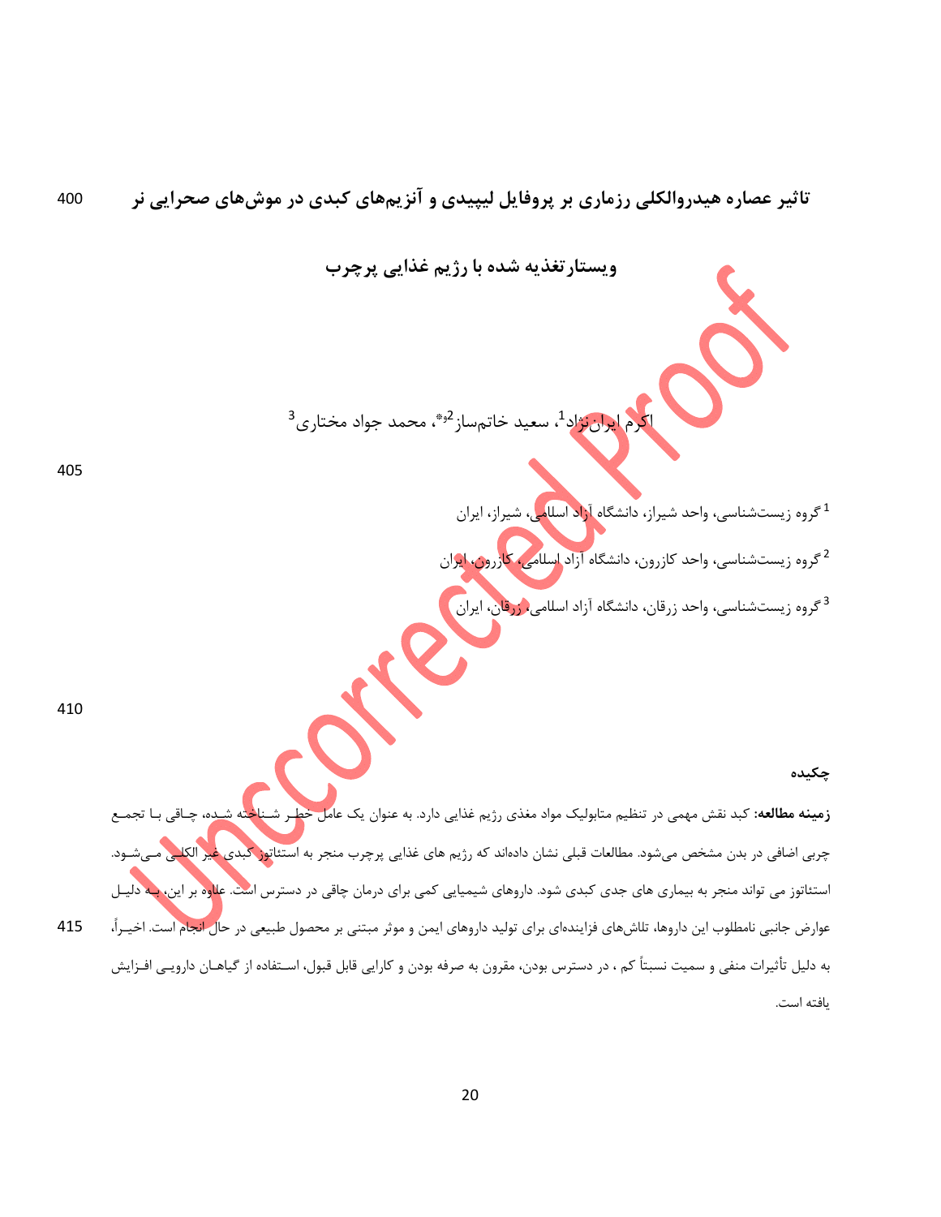# تاثیر عصاره هیدروالکلی رزماری بر پروفایل لیپیدی و آنزیم‌های کبدی در موش‌های صحرایی نر ویستارتغذیه شده با رژیم غذایی پرچرب

اکرم ایران‌نژاد[1]، سعید خاتم‌ساز[2*]، محمد جواد مختاری[3]

[1] گروه زیست‌شناسی، واحد شیراز، دانشگاه آزاد اسلامی، شیراز، ایران

[2] گروه زیست‌شناسی، واحد کازرون، دانشگاه آزاد اسلامی، کازرون، ایران

[3] گروه زیست‌شناسی، واحد زرقان، دانشگاه آزاد اسلامی، زرقان، ایران

## چکیده

**زمینه مطالعه:** کبد نقش مهمی در تنظیم متابولیک مواد مغذی رژیم غذایی دارد. به عنوان یک عامل خطر شناخته شده، چاقی با تجمع چربی اضافی در بدن مشخص می‌شود. مطالعات قبلی نشان داده‌اند که رژیم های غذایی پرچرب منجر به استئاتوز کبدی غیر الکلی می‌شود. استئاتوز می تواند منجر به بیماری های جدی کبدی شود. داروهای شیمیایی کمی برای درمان چاقی در دسترس است. علاوه بر این، به دلیل عوارض جانبی نامطلوب این داروها، تلاش‌های فزاینده‌ای برای تولید داروهای ایمن و موثر مبتنی بر محصول طبیعی در حال انجام است. اخیراً، به دلیل تأثیرات منفی و سمیت نسبتاً کم ، در دسترس بودن، مقرون به صرفه بودن و کارایی قابل قبول، استفاده از گیاهان دارویی افزایش یافته است.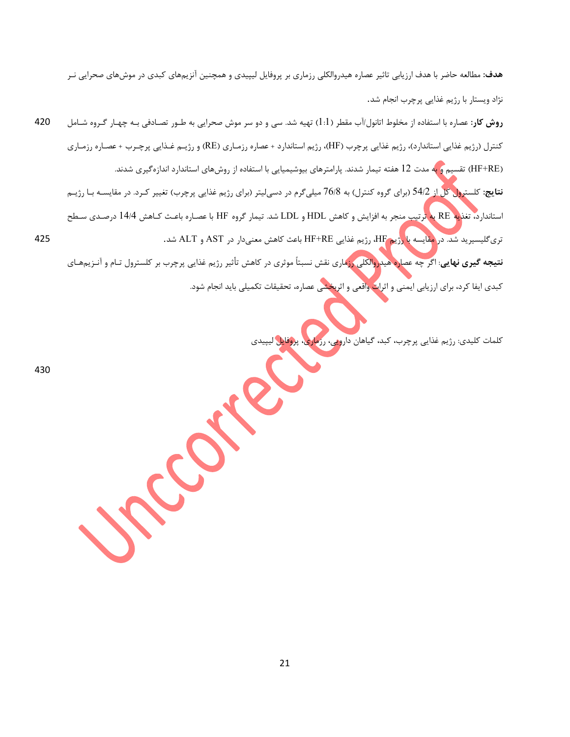**هدف:** مطالعه حاضر با هدف ارزیابی تاثیر عصاره هیدروالکلی رزماری بر پروفایل لیپیدی و همچنین آنزیم‌های کبدی در موش‌های صحرایی نر نژاد ویستار با رژیم غذایی پرچرب انجام شد.

**روش کار:** عصاره با استفاده از مخلوط اتانول/آب مقطر (1:1) تهیه شد. سی و دو سر موش صحرایی به طور تصادفی به چهار گروه شامل کنترل (رژیم غذایی استاندارد)، رژیم غذایی پرچرب (HF)، رژیم استاندارد + عصاره رزماری (RE) و رژیم غذایی پرچرب + عصاره رزماری (HF+RE) تقسیم و به مدت 12 هفته تیمار شدند. پارامترهای بیوشیمیایی با استفاده از روش‌های استاندارد اندازه‌گیری شدند.

**نتایج:** کلسترول کل از 54/2 (برای گروه کنترل) به 76/8 میلی‌گرم در دسی‌لیتر (برای رژیم غذایی پرچرب) تغییر کرد. در مقایسه با رژیم استاندارد، تغذیه RE به ترتیب منجر به افزایش و کاهش HDL و LDL شد. تیمار گروه HF با عصاره باعث کاهش 14/4 درصدی سطح تری‌گلیسیرید شد. در مقایسه با رژیم HF، رژیم غذایی HF+RE باعث کاهش معنی‌دار در AST و ALT شد.

**نتیجه گیری نهایی**: اگر چه عصاره هیدروالکلی رزماری نقش نسبتاً موثری در کاهش تأثیر رژیم غذایی پرچرب بر کلسترول تام و آنزیم‌های کبدی ایفا کرد، برای ارزیابی ایمنی و اثرات واقعی و اثربخشی عصاره، تحقیقات تکمیلی باید انجام شود.

کلمات کلیدی: رژیم غذایی پرچرب، کبد، گیاهان دارویی، رزماری، پروفایل لیپیدی